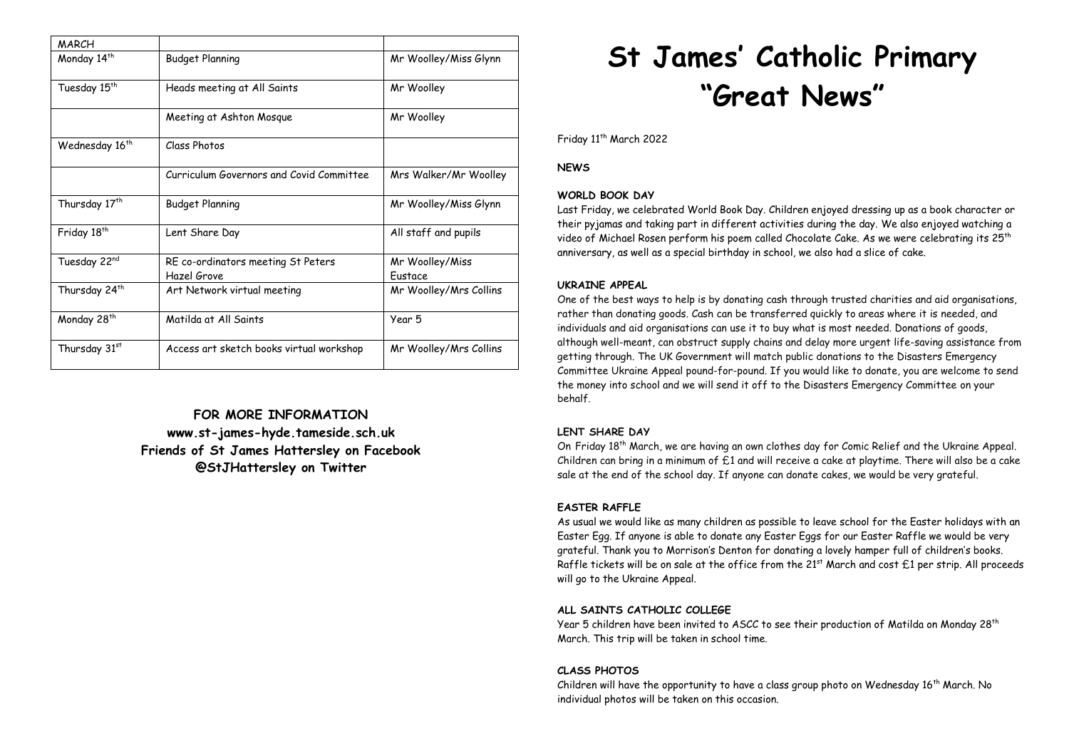# St James' Catholic Primary "Great News"

Friday 11th March 2022

**NEWS**

**WORLD BOOK DAY**

Last Friday, we celebrated World Book Day. Children enjoyed dressing up as a book character or their pyjamas and taking part in different activities during the day. We also enjoyed watching a video of Michael Rosen perform his poem called Chocolate Cake. As we were celebrating its 25th anniversary, as well as a special birthday in school, we also had a slice of cake.

**UKRAINE APPEAL**

One of the best ways to help is by donating cash through trusted charities and aid organisations, rather than donating goods. Cash can be transferred quickly to areas where it is needed, and individuals and aid organisations can use it to buy what is most needed. Donations of goods, although well-meant, can obstruct supply chains and delay more urgent life-saving assistance from getting through. The UK Government will match public donations to the Disasters Emergency Committee Ukraine Appeal pound-for-pound. If you would like to donate, you are welcome to send the money into school and we will send it off to the Disasters Emergency Committee on your behalf.

**LENT SHARE DAY**

On Friday 18th March, we are having an own clothes day for Comic Relief and the Ukraine Appeal. Children can bring in a minimum of £1 and will receive a cake at playtime. There will also be a cake sale at the end of the school day. If anyone can donate cakes, we would be very grateful.

**EASTER RAFFLE**

As usual we would like as many children as possible to leave school for the Easter holidays with an Easter Egg. If anyone is able to donate any Easter Eggs for our Easter Raffle we would be very grateful. Thank you to Morrison's Denton for donating a lovely hamper full of children's books. Raffle tickets will be on sale at the office from the 21st March and cost £1 per strip. All proceeds will go to the Ukraine Appeal.

**ALL SAINTS CATHOLIC COLLEGE**

Year 5 children have been invited to ASCC to see their production of Matilda on Monday 28th March. This trip will be taken in school time.

**CLASS PHOTOS**

Children will have the opportunity to have a class group photo on Wednesday 16th March. No individual photos will be taken on this occasion.

| MARCH | | |
|---|---|---|
| Monday 14th | Budget Planning | Mr Woolley/Miss Glynn |
| Tuesday 15th | Heads meeting at All Saints | Mr Woolley |
| | Meeting at Ashton Mosque | Mr Woolley |
| Wednesday 16th | Class Photos | |
| | Curriculum Governors and Covid Committee | Mrs Walker/Mr Woolley |
| Thursday 17th | Budget Planning | Mr Woolley/Miss Glynn |
| Friday 18th | Lent Share Day | All staff and pupils |
| Tuesday 22nd | RE co-ordinators meeting St Peters Hazel Grove | Mr Woolley/Miss Eustace |
| Thursday 24th | Art Network virtual meeting | Mr Woolley/Mrs Collins |
| Monday 28th | Matilda at All Saints | Year 5 |
| Thursday 31st | Access art sketch books virtual workshop | Mr Woolley/Mrs Collins |

**FOR MORE INFORMATION**
**www.st-james-hyde.tameside.sch.uk**
**Friends of St James Hattersley on Facebook**
**@StJHattersley on Twitter**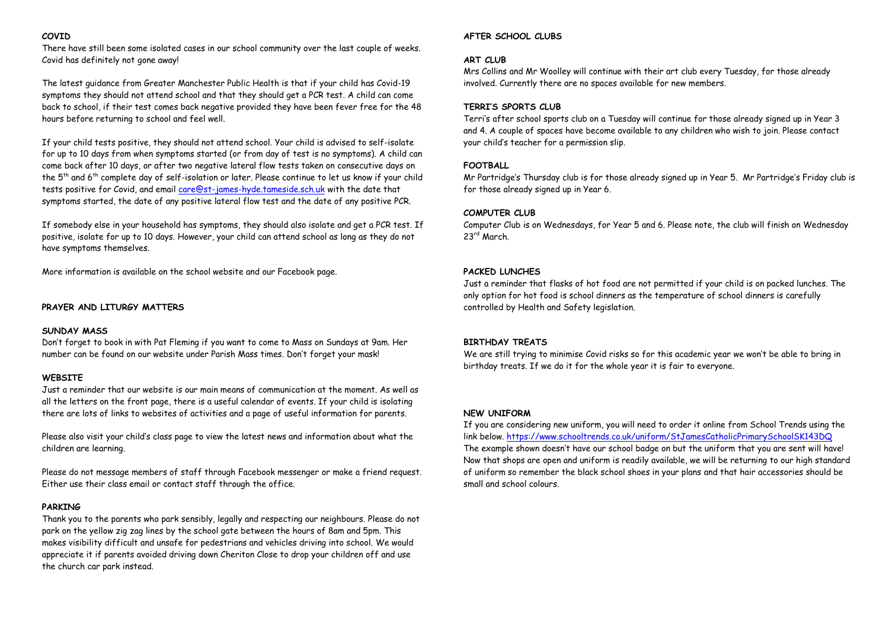## COVID

There have still been some isolated cases in our school community over the last couple of weeks. Covid has definitely not gone away!

The latest guidance from Greater Manchester Public Health is that if your child has Covid-19 symptoms they should not attend school and that they should get a PCR test. A child can come back to school, if their test comes back negative provided they have been fever free for the 48 hours before returning to school and feel well.

If your child tests positive, they should not attend school. Your child is advised to self-isolate for up to 10 days from when symptoms started (or from day of test is no symptoms). A child can come back after 10 days, or after two negative lateral flow tests taken on consecutive days on the 5th and 6th complete day of self-isolation or later. Please continue to let us know if your child tests positive for Covid, and email care@st-james-hyde.tameside.sch.uk with the date that symptoms started, the date of any positive lateral flow test and the date of any positive PCR.

If somebody else in your household has symptoms, they should also isolate and get a PCR test. If positive, isolate for up to 10 days. However, your child can attend school as long as they do not have symptoms themselves.

More information is available on the school website and our Facebook page.

## PRAYER AND LITURGY MATTERS

### SUNDAY MASS

Don't forget to book in with Pat Fleming if you want to come to Mass on Sundays at 9am. Her number can be found on our website under Parish Mass times. Don't forget your mask!

### WEBSITE

Just a reminder that our website is our main means of communication at the moment. As well as all the letters on the front page, there is a useful calendar of events. If your child is isolating there are lots of links to websites of activities and a page of useful information for parents.

Please also visit your child's class page to view the latest news and information about what the children are learning.

Please do not message members of staff through Facebook messenger or make a friend request. Either use their class email or contact staff through the office.

### PARKING

Thank you to the parents who park sensibly, legally and respecting our neighbours. Please do not park on the yellow zig zag lines by the school gate between the hours of 8am and 5pm. This makes visibility difficult and unsafe for pedestrians and vehicles driving into school. We would appreciate it if parents avoided driving down Cheriton Close to drop your children off and use the church car park instead.

## AFTER SCHOOL CLUBS

### ART CLUB

Mrs Collins and Mr Woolley will continue with their art club every Tuesday, for those already involved. Currently there are no spaces available for new members.

### TERRI'S SPORTS CLUB

Terri's after school sports club on a Tuesday will continue for those already signed up in Year 3 and 4. A couple of spaces have become available to any children who wish to join. Please contact your child's teacher for a permission slip.

### FOOTBALL

Mr Partridge's Thursday club is for those already signed up in Year 5. Mr Partridge's Friday club is for those already signed up in Year 6.

### COMPUTER CLUB

Computer Club is on Wednesdays, for Year 5 and 6. Please note, the club will finish on Wednesday 23rd March.

### PACKED LUNCHES

Just a reminder that flasks of hot food are not permitted if your child is on packed lunches. The only option for hot food is school dinners as the temperature of school dinners is carefully controlled by Health and Safety legislation.

### BIRTHDAY TREATS

We are still trying to minimise Covid risks so for this academic year we won't be able to bring in birthday treats. If we do it for the whole year it is fair to everyone.

### NEW UNIFORM

If you are considering new uniform, you will need to order it online from School Trends using the link below. https://www.schooltrends.co.uk/uniform/StJamesCatholicPrimarySchoolSK143DQ

The example shown doesn't have our school badge on but the uniform that you are sent will have! Now that shops are open and uniform is readily available, we will be returning to our high standard of uniform so remember the black school shoes in your plans and that hair accessories should be small and school colours.